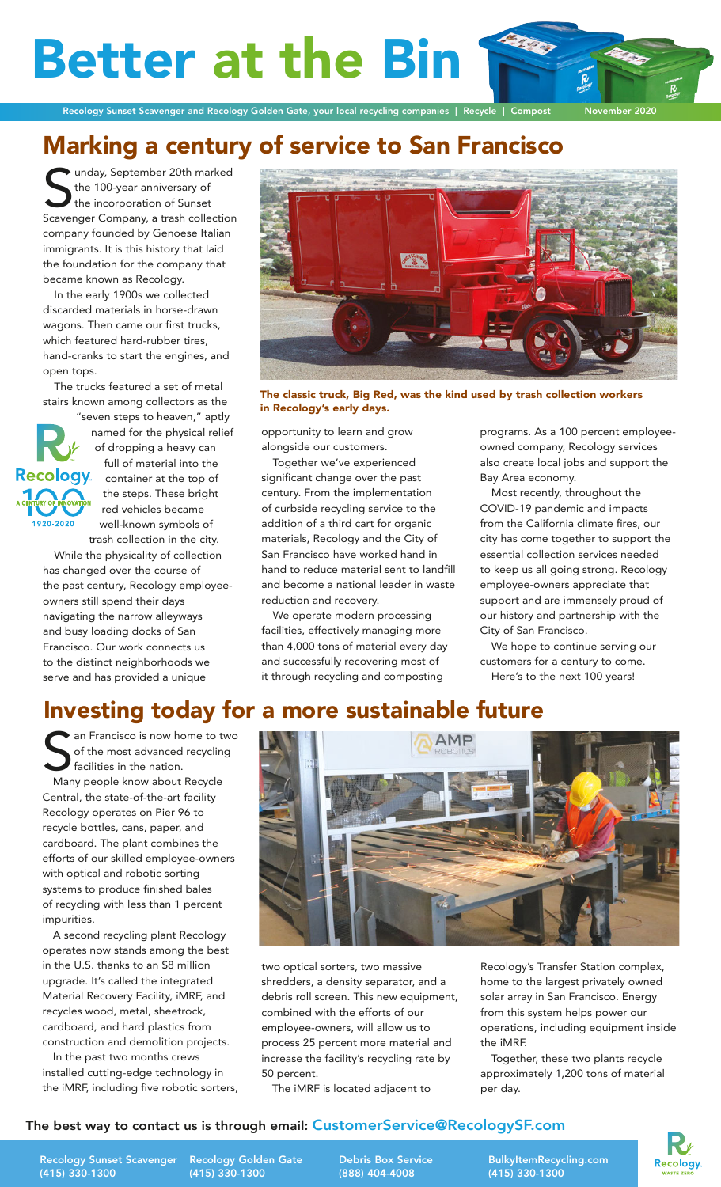# Better at the Bin

Recology Sunset Scavenger and Recology Golden Gate, your local recycling companies | Recycle | Compost November 2020

## Marking a century of service to San Francisco

Sunday, September 20th marked the 100-year anniversary of the incorporation of Sunset Scavenger Company, a trash collection company founded by Genoese Italian immigrants. It is this history that laid the foundation for the company that became known as Recology.

In the early 1900s we collected discarded materials in horse-drawn wagons. Then came our first trucks, which featured hard-rubber tires, hand-cranks to start the engines, and open tops.

The trucks featured a set of metal stairs known among collectors as the "seven steps to heaven," aptly named for the physical relief of dropping a heavy can full of material into the container at the top of the steps. These bright red vehicles became well-known symbols of trash collection in the city.

Recology 100 A CENTURY OF INNOVATION 1920-2020

While the physicality of collection has changed over the course of the past century, Recology employee-owners still spend their days navigating the narrow alleyways and busy loading docks of San Francisco. Our work connects us to the distinct neighborhoods we serve and has provided a unique opportunity to learn and grow alongside our customers.

**The classic truck, Big Red, was the kind used by trash collection workers in Recology's early days.**

Together we've experienced significant change over the past century. From the implementation of curbside recycling service to the addition of a third cart for organic materials, Recology and the City of San Francisco have worked hand in hand to reduce material sent to landfill and become a national leader in waste reduction and recovery.

We operate modern processing facilities, effectively managing more than 4,000 tons of material every day and successfully recovering most of it through recycling and composting programs. As a 100 percent employee-owned company, Recology services also create local jobs and support the Bay Area economy.

Most recently, throughout the COVID-19 pandemic and impacts from the California climate fires, our city has come together to support the essential collection services needed to keep us all going strong. Recology employee-owners appreciate that support and are immensely proud of our history and partnership with the City of San Francisco.

We hope to continue serving our customers for a century to come.

Here's to the next 100 years!

## Investing today for a more sustainable future

San Francisco is now home to two of the most advanced recycling facilities in the nation.

Many people know about Recycle Central, the state-of-the-art facility Recology operates on Pier 96 to recycle bottles, cans, paper, and cardboard. The plant combines the efforts of our skilled employee-owners with optical and robotic sorting systems to produce finished bales of recycling with less than 1 percent impurities.

A second recycling plant Recology operates now stands among the best in the U.S. thanks to an $8 million upgrade. It's called the integrated Material Recovery Facility, iMRF, and recycles wood, metal, sheetrock, cardboard, and hard plastics from construction and demolition projects.

In the past two months crews installed cutting-edge technology in the iMRF, including five robotic sorters, two optical sorters, two massive shredders, a density separator, and a debris roll screen. This new equipment, combined with the efforts of our employee-owners, will allow us to process 25 percent more material and increase the facility's recycling rate by 50 percent.

The iMRF is located adjacent to Recology's Transfer Station complex, home to the largest privately owned solar array in San Francisco. Energy from this system helps power our operations, including equipment inside the iMRF.

Together, these two plants recycle approximately 1,200 tons of material per day.

**The best way to contact us is through email: CustomerService@RecologySF.com**

Recology Sunset Scavenger (415) 330-1300 | Recology Golden Gate (415) 330-1300 | Debris Box Service (888) 404-4008 | BulkyItemRecycling.com (415) 330-1300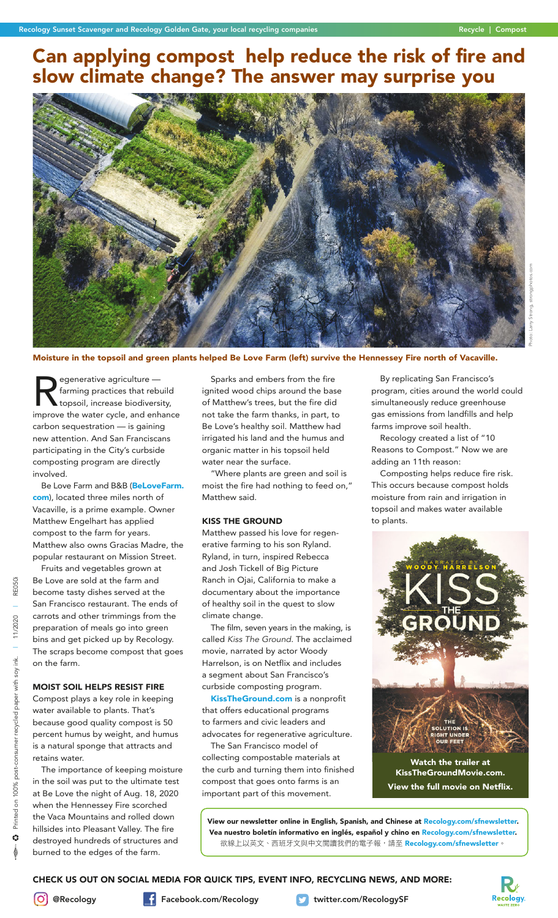# Can applying compost help reduce the risk of fire and slow climate change? The answer may surprise you

**Moisture in the topsoil and green plants helped Be Love Farm (left) survive the Hennessey Fire north of Vacaville.**

Regenerative agriculture — farming practices that rebuild topsoil, increase biodiversity, improve the water cycle, and enhance carbon sequestration — is gaining new attention. And San Franciscans participating in the City's curbside composting program are directly involved.

Be Love Farm and B&B (**BeLoveFarm.com**), located three miles north of Vacaville, is a prime example. Owner Matthew Engelhart has applied compost to the farm for years. Matthew also owns Gracias Madre, the popular restaurant on Mission Street.

Fruits and vegetables grown at Be Love are sold at the farm and become tasty dishes served at the San Francisco restaurant. The ends of carrots and other trimmings from the preparation of meals go into green bins and get picked up by Recology. The scraps become compost that goes on the farm.

## MOIST SOIL HELPS RESIST FIRE

Compost plays a key role in keeping water available to plants. That's because good quality compost is 50 percent humus by weight, and humus is a natural sponge that attracts and retains water.

The importance of keeping moisture in the soil was put to the ultimate test at Be Love the night of Aug. 18, 2020 when the Hennessey Fire scorched the Vaca Mountains and rolled down hillsides into Pleasant Valley. The fire destroyed hundreds of structures and burned to the edges of the farm.

Sparks and embers from the fire ignited wood chips around the base of Matthew's trees, but the fire did not take the farm thanks, in part, to Be Love's healthy soil. Matthew had irrigated his land and the humus and organic matter in his topsoil held water near the surface.

"Where plants are green and soil is moist the fire had nothing to feed on," Matthew said.

## KISS THE GROUND

Matthew passed his love for regenerative farming to his son Ryland. Ryland, in turn, inspired Rebecca and Josh Tickell of Big Picture Ranch in Ojai, California to make a documentary about the importance of healthy soil in the quest to slow climate change.

The film, seven years in the making, is called *Kiss The Ground*. The acclaimed movie, narrated by actor Woody Harrelson, is on Netflix and includes a segment about San Francisco's curbside composting program.

**KissTheGround.com** is a nonprofit that offers educational programs to farmers and civic leaders and advocates for regenerative agriculture.

The San Francisco model of collecting compostable materials at the curb and turning them into finished compost that goes onto farms is an important part of this movement.

By replicating San Francisco's program, cities around the world could simultaneously reduce greenhouse gas emissions from landfills and help farms improve soil health.

Recology created a list of "10 Reasons to Compost." Now we are adding an 11th reason:

Composting helps reduce fire risk. This occurs because compost holds moisture from rain and irrigation in topsoil and makes water available to plants.

**Watch the trailer at KissTheGroundMovie.com. View the full movie on Netflix.**

**View our newsletter online in English, Spanish, and Chinese at Recology.com/sfnewsletter.**
**Vea nuestro boletín informativo en inglés, español y chino en Recology.com/sfnewsletter.**
欲線上以英文、西班牙文與中文閱讀我們的電子報，請至 **Recology.com/sfnewsletter**。

**CHECK US OUT ON SOCIAL MEDIA FOR QUICK TIPS, EVENT INFO, RECYCLING NEWS, AND MORE:**

@Recology | Facebook.com/Recology | twitter.com/RecologySF